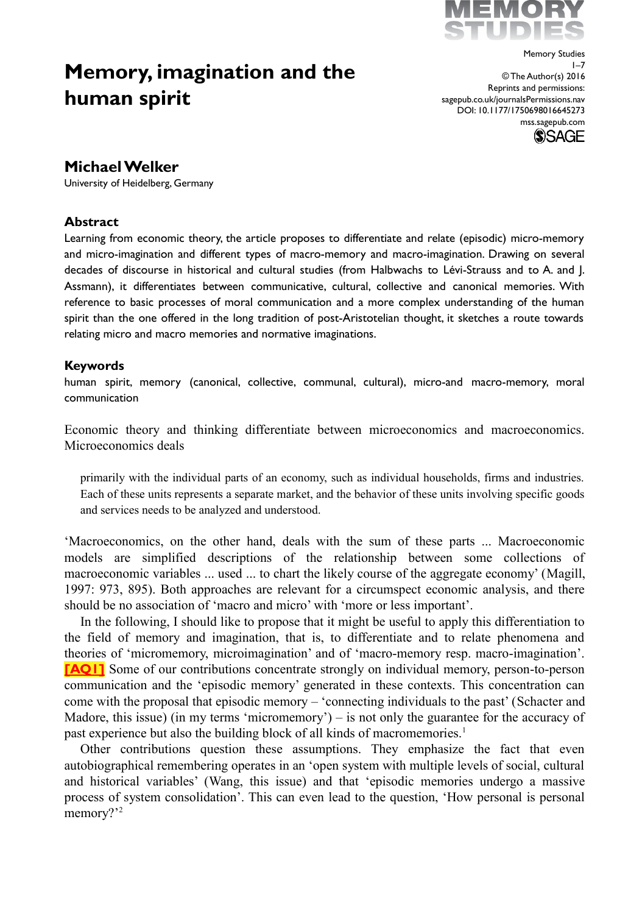# Memory, imagination and the human spirit

## Michael Welker

University of Heidelberg, Germany

### Abstract

Learning from economic theory, the article proposes to differentiate and relate (episodic) micro-memory and micro-imagination and different types of macro-memory and macro-imagination. Drawing on several decades of discourse in historical and cultural studies (from Halbwachs to Lévi-Strauss and to A. and J. Assmann), it differentiates between communicative, cultural, collective and canonical memories. With reference to basic processes of moral communication and a more complex understanding of the human spirit than the one offered in the long tradition of post-Aristotelian thought, it sketches a route towards relating micro and macro memories and normative imaginations.

### Keywords

human spirit, memory (canonical, collective, communal, cultural), micro-and macro-memory, moral communication

Economic theory and thinking differentiate between microeconomics and macroeconomics. Microeconomics deals

> primarily with the individual parts of an economy, such as individual households, firms and industries. Each of these units represents a separate market, and the behavior of these units involving specific goods and services needs to be analyzed and understood.

'Macroeconomics, on the other hand, deals with the sum of these parts ... Macroeconomic models are simplified descriptions of the relationship between some collections of macroeconomic variables ... used ... to chart the likely course of the aggregate economy' (Magill, 1997: 973, 895). Both approaches are relevant for a circumspect economic analysis, and there should be no association of 'macro and micro' with 'more or less important'.

In the following, I should like to propose that it might be useful to apply this differentiation to the field of memory and imagination, that is, to differentiate and to relate phenomena and theories of 'micromemory, microimagination' and of 'macro-memory resp. macro-imagination'. **[AQ1]** Some of our contributions concentrate strongly on individual memory, person-to-person communication and the 'episodic memory' generated in these contexts. This concentration can come with the proposal that episodic memory – 'connecting individuals to the past' (Schacter and Madore, this issue) (in my terms 'micromemory') – is not only the guarantee for the accuracy of past experience but also the building block of all kinds of macromemories.[1]

Other contributions question these assumptions. They emphasize the fact that even autobiographical remembering operates in an 'open system with multiple levels of social, cultural and historical variables' (Wang, this issue) and that 'episodic memories undergo a massive process of system consolidation'. This can even lead to the question, 'How personal is personal memory?'[2]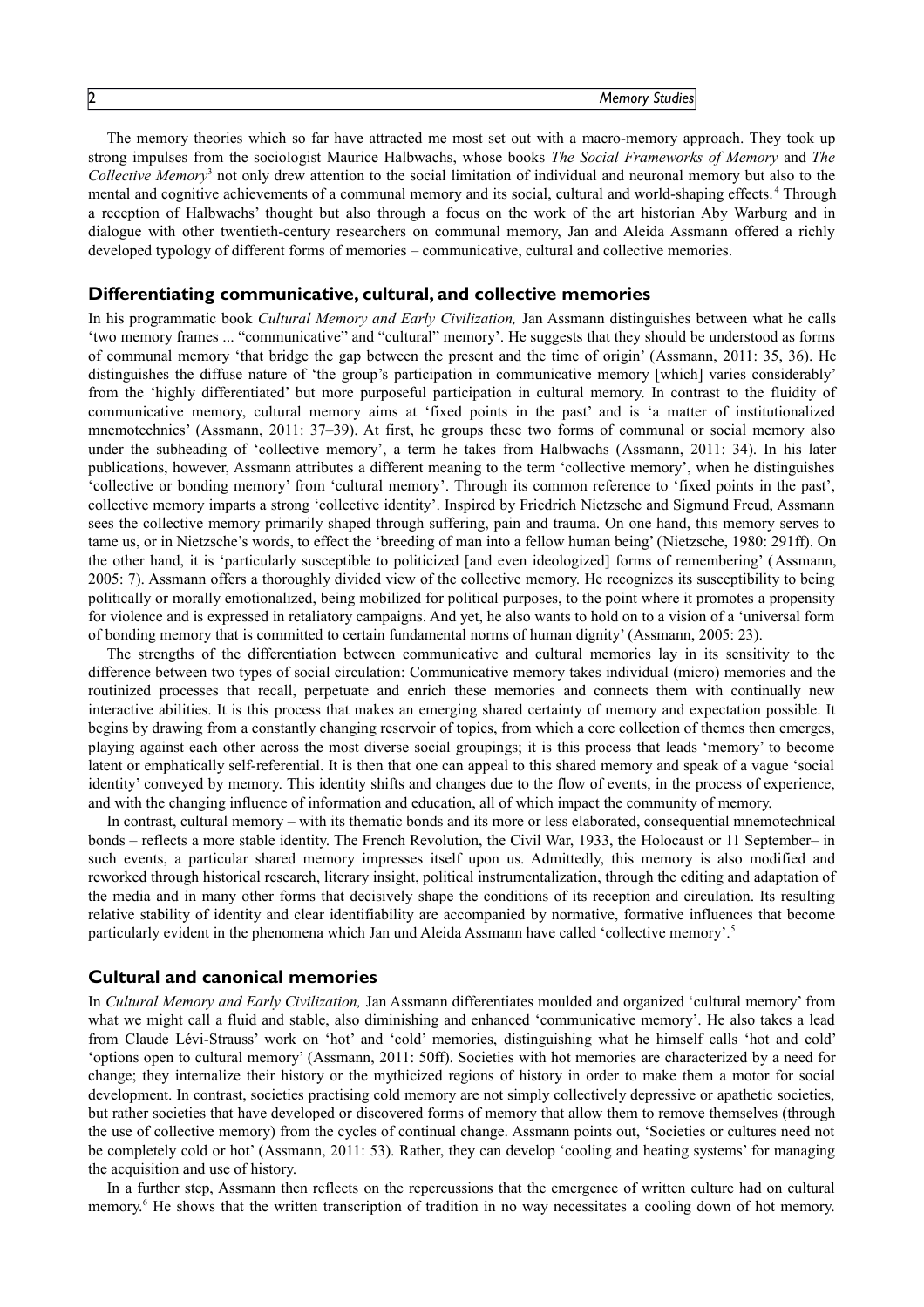The memory theories which so far have attracted me most set out with a macro-memory approach. They took up strong impulses from the sociologist Maurice Halbwachs, whose books *The Social Frameworks of Memory* and *The Collective Memory*[3] not only drew attention to the social limitation of individual and neuronal memory but also to the mental and cognitive achievements of a communal memory and its social, cultural and world-shaping effects.[4] Through a reception of Halbwachs' thought but also through a focus on the work of the art historian Aby Warburg and in dialogue with other twentieth-century researchers on communal memory, Jan and Aleida Assmann offered a richly developed typology of different forms of memories – communicative, cultural and collective memories.

## Differentiating communicative, cultural, and collective memories

In his programmatic book *Cultural Memory and Early Civilization,* Jan Assmann distinguishes between what he calls 'two memory frames ... "communicative" and "cultural" memory'. He suggests that they should be understood as forms of communal memory 'that bridge the gap between the present and the time of origin' (Assmann, 2011: 35, 36). He distinguishes the diffuse nature of 'the group's participation in communicative memory [which] varies considerably' from the 'highly differentiated' but more purposeful participation in cultural memory. In contrast to the fluidity of communicative memory, cultural memory aims at 'fixed points in the past' and is 'a matter of institutionalized mnemotechnics' (Assmann, 2011: 37–39). At first, he groups these two forms of communal or social memory also under the subheading of 'collective memory', a term he takes from Halbwachs (Assmann, 2011: 34). In his later publications, however, Assmann attributes a different meaning to the term 'collective memory', when he distinguishes 'collective or bonding memory' from 'cultural memory'. Through its common reference to 'fixed points in the past', collective memory imparts a strong 'collective identity'. Inspired by Friedrich Nietzsche and Sigmund Freud, Assmann sees the collective memory primarily shaped through suffering, pain and trauma. On one hand, this memory serves to tame us, or in Nietzsche's words, to effect the 'breeding of man into a fellow human being' (Nietzsche, 1980: 291ff). On the other hand, it is 'particularly susceptible to politicized [and even ideologized] forms of remembering' (Assmann, 2005: 7). Assmann offers a thoroughly divided view of the collective memory. He recognizes its susceptibility to being politically or morally emotionalized, being mobilized for political purposes, to the point where it promotes a propensity for violence and is expressed in retaliatory campaigns. And yet, he also wants to hold on to a vision of a 'universal form of bonding memory that is committed to certain fundamental norms of human dignity' (Assmann, 2005: 23).

The strengths of the differentiation between communicative and cultural memories lay in its sensitivity to the difference between two types of social circulation: Communicative memory takes individual (micro) memories and the routinized processes that recall, perpetuate and enrich these memories and connects them with continually new interactive abilities. It is this process that makes an emerging shared certainty of memory and expectation possible. It begins by drawing from a constantly changing reservoir of topics, from which a core collection of themes then emerges, playing against each other across the most diverse social groupings; it is this process that leads 'memory' to become latent or emphatically self-referential. It is then that one can appeal to this shared memory and speak of a vague 'social identity' conveyed by memory. This identity shifts and changes due to the flow of events, in the process of experience, and with the changing influence of information and education, all of which impact the community of memory.

In contrast, cultural memory – with its thematic bonds and its more or less elaborated, consequential mnemotechnical bonds – reflects a more stable identity. The French Revolution, the Civil War, 1933, the Holocaust or 11 September– in such events, a particular shared memory impresses itself upon us. Admittedly, this memory is also modified and reworked through historical research, literary insight, political instrumentalization, through the editing and adaptation of the media and in many other forms that decisively shape the conditions of its reception and circulation. Its resulting relative stability of identity and clear identifiability are accompanied by normative, formative influences that become particularly evident in the phenomena which Jan und Aleida Assmann have called 'collective memory'.[5]

## Cultural and canonical memories

In *Cultural Memory and Early Civilization,* Jan Assmann differentiates moulded and organized 'cultural memory' from what we might call a fluid and stable, also diminishing and enhanced 'communicative memory'. He also takes a lead from Claude Lévi-Strauss' work on 'hot' and 'cold' memories, distinguishing what he himself calls 'hot and cold' 'options open to cultural memory' (Assmann, 2011: 50ff). Societies with hot memories are characterized by a need for change; they internalize their history or the mythicized regions of history in order to make them a motor for social development. In contrast, societies practising cold memory are not simply collectively depressive or apathetic societies, but rather societies that have developed or discovered forms of memory that allow them to remove themselves (through the use of collective memory) from the cycles of continual change. Assmann points out, 'Societies or cultures need not be completely cold or hot' (Assmann, 2011: 53). Rather, they can develop 'cooling and heating systems' for managing the acquisition and use of history.

In a further step, Assmann then reflects on the repercussions that the emergence of written culture had on cultural memory.[6] He shows that the written transcription of tradition in no way necessitates a cooling down of hot memory.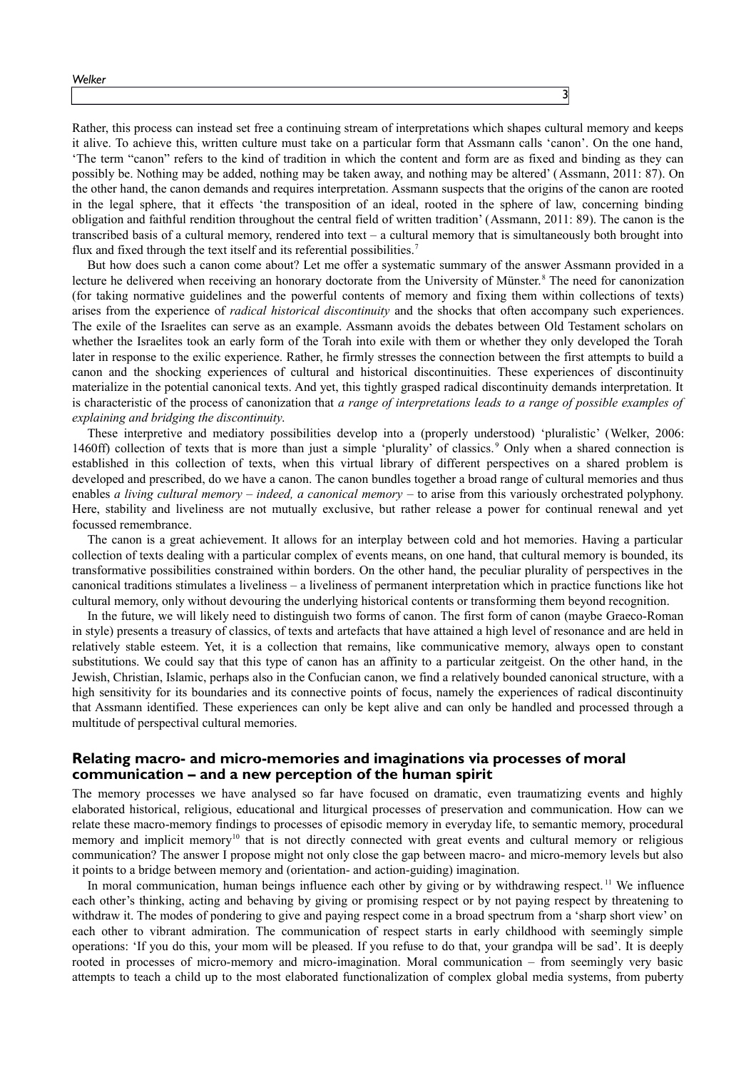Rather, this process can instead set free a continuing stream of interpretations which shapes cultural memory and keeps it alive. To achieve this, written culture must take on a particular form that Assmann calls 'canon'. On the one hand, 'The term "canon" refers to the kind of tradition in which the content and form are as fixed and binding as they can possibly be. Nothing may be added, nothing may be taken away, and nothing may be altered' (Assmann, 2011: 87). On the other hand, the canon demands and requires interpretation. Assmann suspects that the origins of the canon are rooted in the legal sphere, that it effects 'the transposition of an ideal, rooted in the sphere of law, concerning binding obligation and faithful rendition throughout the central field of written tradition' (Assmann, 2011: 89). The canon is the transcribed basis of a cultural memory, rendered into text – a cultural memory that is simultaneously both brought into flux and fixed through the text itself and its referential possibilities.[7]

But how does such a canon come about? Let me offer a systematic summary of the answer Assmann provided in a lecture he delivered when receiving an honorary doctorate from the University of Münster.[8] The need for canonization (for taking normative guidelines and the powerful contents of memory and fixing them within collections of texts) arises from the experience of *radical historical discontinuity* and the shocks that often accompany such experiences. The exile of the Israelites can serve as an example. Assmann avoids the debates between Old Testament scholars on whether the Israelites took an early form of the Torah into exile with them or whether they only developed the Torah later in response to the exilic experience. Rather, he firmly stresses the connection between the first attempts to build a canon and the shocking experiences of cultural and historical discontinuities. These experiences of discontinuity materialize in the potential canonical texts. And yet, this tightly grasped radical discontinuity demands interpretation. It is characteristic of the process of canonization that *a range of interpretations leads to a range of possible examples of explaining and bridging the discontinuity*.

These interpretive and mediatory possibilities develop into a (properly understood) 'pluralistic' (Welker, 2006: 1460ff) collection of texts that is more than just a simple 'plurality' of classics.[9] Only when a shared connection is established in this collection of texts, when this virtual library of different perspectives on a shared problem is developed and prescribed, do we have a canon. The canon bundles together a broad range of cultural memories and thus enables *a living cultural memory – indeed, a canonical memory* – to arise from this variously orchestrated polyphony. Here, stability and liveliness are not mutually exclusive, but rather release a power for continual renewal and yet focussed remembrance.

The canon is a great achievement. It allows for an interplay between cold and hot memories. Having a particular collection of texts dealing with a particular complex of events means, on one hand, that cultural memory is bounded, its transformative possibilities constrained within borders. On the other hand, the peculiar plurality of perspectives in the canonical traditions stimulates a liveliness – a liveliness of permanent interpretation which in practice functions like hot cultural memory, only without devouring the underlying historical contents or transforming them beyond recognition.

In the future, we will likely need to distinguish two forms of canon. The first form of canon (maybe Graeco-Roman in style) presents a treasury of classics, of texts and artefacts that have attained a high level of resonance and are held in relatively stable esteem. Yet, it is a collection that remains, like communicative memory, always open to constant substitutions. We could say that this type of canon has an affinity to a particular zeitgeist. On the other hand, in the Jewish, Christian, Islamic, perhaps also in the Confucian canon, we find a relatively bounded canonical structure, with a high sensitivity for its boundaries and its connective points of focus, namely the experiences of radical discontinuity that Assmann identified. These experiences can only be kept alive and can only be handled and processed through a multitude of perspectival cultural memories.

## Relating macro- and micro-memories and imaginations via processes of moral communication – and a new perception of the human spirit

The memory processes we have analysed so far have focused on dramatic, even traumatizing events and highly elaborated historical, religious, educational and liturgical processes of preservation and communication. How can we relate these macro-memory findings to processes of episodic memory in everyday life, to semantic memory, procedural memory and implicit memory[10] that is not directly connected with great events and cultural memory or religious communication? The answer I propose might not only close the gap between macro- and micro-memory levels but also it points to a bridge between memory and (orientation- and action-guiding) imagination.

In moral communication, human beings influence each other by giving or by withdrawing respect.[11] We influence each other's thinking, acting and behaving by giving or promising respect or by not paying respect by threatening to withdraw it. The modes of pondering to give and paying respect come in a broad spectrum from a 'sharp short view' on each other to vibrant admiration. The communication of respect starts in early childhood with seemingly simple operations: 'If you do this, your mom will be pleased. If you refuse to do that, your grandpa will be sad'. It is deeply rooted in processes of micro-memory and micro-imagination. Moral communication – from seemingly very basic attempts to teach a child up to the most elaborated functionalization of complex global media systems, from puberty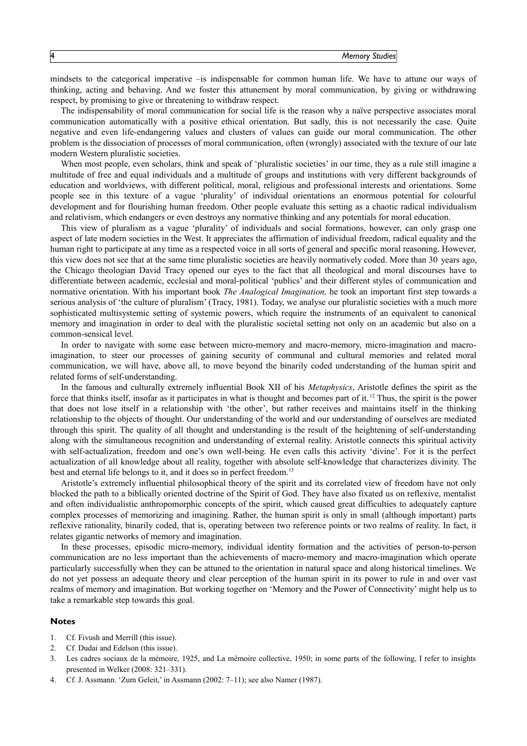mindsets to the categorical imperative –is indispensable for common human life. We have to attune our ways of thinking, acting and behaving. And we foster this attunement by moral communication, by giving or withdrawing respect, by promising to give or threatening to withdraw respect.

The indispensability of moral communication for social life is the reason why a naïve perspective associates moral communication automatically with a positive ethical orientation. But sadly, this is not necessarily the case. Quite negative and even life-endangering values and clusters of values can guide our moral communication. The other problem is the dissociation of processes of moral communication, often (wrongly) associated with the texture of our late modern Western pluralistic societies.

When most people, even scholars, think and speak of 'pluralistic societies' in our time, they as a rule still imagine a multitude of free and equal individuals and a multitude of groups and institutions with very different backgrounds of education and worldviews, with different political, moral, religious and professional interests and orientations. Some people see in this texture of a vague 'plurality' of individual orientations an enormous potential for colourful development and for flourishing human freedom. Other people evaluate this setting as a chaotic radical individualism and relativism, which endangers or even destroys any normative thinking and any potentials for moral education.

This view of pluralism as a vague 'plurality' of individuals and social formations, however, can only grasp one aspect of late modern societies in the West. It appreciates the affirmation of individual freedom, radical equality and the human right to participate at any time as a respected voice in all sorts of general and specific moral reasoning. However, this view does not see that at the same time pluralistic societies are heavily normatively coded. More than 30 years ago, the Chicago theologian David Tracy opened our eyes to the fact that all theological and moral discourses have to differentiate between academic, ecclesial and moral-political 'publics' and their different styles of communication and normative orientation. With his important book *The Analogical Imagination,* he took an important first step towards a serious analysis of 'the culture of pluralism' (Tracy, 1981). Today, we analyse our pluralistic societies with a much more sophisticated multisystemic setting of systemic powers, which require the instruments of an equivalent to canonical memory and imagination in order to deal with the pluralistic societal setting not only on an academic but also on a common-sensical level.

In order to navigate with some ease between micro-memory and macro-memory, micro-imagination and macro-imagination, to steer our processes of gaining security of communal and cultural memories and related moral communication, we will have, above all, to move beyond the binarily coded understanding of the human spirit and related forms of self-understanding.

In the famous and culturally extremely influential Book XII of his *Metaphysics*, Aristotle defines the spirit as the force that thinks itself, insofar as it participates in what is thought and becomes part of it.[12] Thus, the spirit is the power that does not lose itself in a relationship with 'the other', but rather receives and maintains itself in the thinking relationship to the objects of thought. Our understanding of the world and our understanding of ourselves are mediated through this spirit. The quality of all thought and understanding is the result of the heightening of self-understanding along with the simultaneous recognition and understanding of external reality. Aristotle connects this spiritual activity with self-actualization, freedom and one's own well-being. He even calls this activity 'divine'. For it is the perfect actualization of all knowledge about all reality, together with absolute self-knowledge that characterizes divinity. The best and eternal life belongs to it, and it does so in perfect freedom.[13]

Aristotle's extremely influential philosophical theory of the spirit and its correlated view of freedom have not only blocked the path to a biblically oriented doctrine of the Spirit of God. They have also fixated us on reflexive, mentalist and often individualistic anthropomorphic concepts of the spirit, which caused great difficulties to adequately capture complex processes of memorizing and imagining. Rather, the human spirit is only in small (although important) parts reflexive rationality, binarily coded, that is, operating between two reference points or two realms of reality. In fact, it relates gigantic networks of memory and imagination.

In these processes, episodic micro-memory, individual identity formation and the activities of person-to-person communication are no less important than the achievements of macro-memory and macro-imagination which operate particularly successfully when they can be attuned to the orientation in natural space and along historical timelines. We do not yet possess an adequate theory and clear perception of the human spirit in its power to rule in and over vast realms of memory and imagination. But working together on 'Memory and the Power of Connectivity' might help us to take a remarkable step towards this goal.

## Notes

1. Cf. Fivush and Merrill (this issue).
2. Cf. Dudai and Edelson (this issue).
3. Les cadres sociaux de la mémoire, 1925, and La mémoire collective, 1950; in some parts of the following, I refer to insights presented in Welker (2008: 321–331).
4. Cf. J. Assmann. 'Zum Geleit,' in Assmann (2002: 7–11); see also Namer (1987).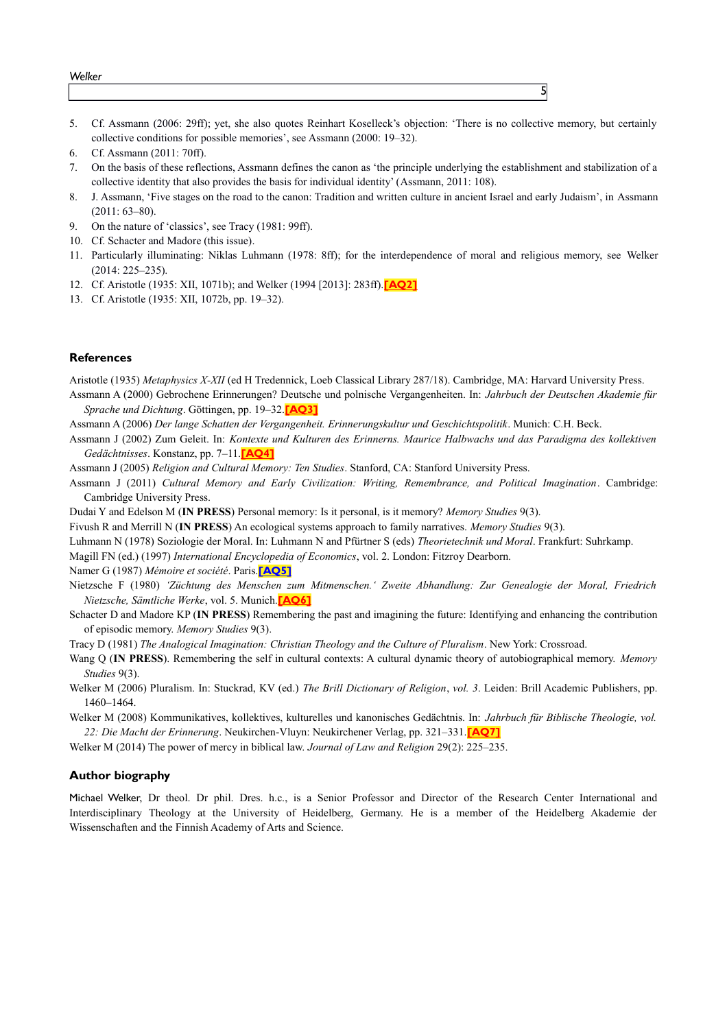5. Cf. Assmann (2006: 29ff); yet, she also quotes Reinhart Koselleck's objection: 'There is no collective memory, but certainly collective conditions for possible memories', see Assmann (2000: 19–32).
6. Cf. Assmann (2011: 70ff).
7. On the basis of these reflections, Assmann defines the canon as 'the principle underlying the establishment and stabilization of a collective identity that also provides the basis for individual identity' (Assmann, 2011: 108).
8. J. Assmann, 'Five stages on the road to the canon: Tradition and written culture in ancient Israel and early Judaism', in Assmann (2011: 63–80).
9. On the nature of 'classics', see Tracy (1981: 99ff).
10. Cf. Schacter and Madore (this issue).
11. Particularly illuminating: Niklas Luhmann (1978: 8ff); for the interdependence of moral and religious memory, see Welker (2014: 225–235).
12. Cf. Aristotle (1935: XII, 1071b); and Welker (1994 [2013]: 283ff).[AQ2]
13. Cf. Aristotle (1935: XII, 1072b, pp. 19–32).

## References

Aristotle (1935) *Metaphysics X-XII* (ed H Tredennick, Loeb Classical Library 287/18). Cambridge, MA: Harvard University Press.

Assmann A (2000) Gebrochene Erinnerungen? Deutsche und polnische Vergangenheiten. In: *Jahrbuch der Deutschen Akademie für Sprache und Dichtung*. Göttingen, pp. 19–32.[AQ3]

Assmann A (2006) *Der lange Schatten der Vergangenheit. Erinnerungskultur und Geschichtspolitik*. Munich: C.H. Beck.

Assmann J (2002) Zum Geleit. In: *Kontexte und Kulturen des Erinnerns. Maurice Halbwachs und das Paradigma des kollektiven Gedächtnisses*. Konstanz, pp. 7–11.[AQ4]

Assmann J (2005) *Religion and Cultural Memory: Ten Studies*. Stanford, CA: Stanford University Press.

Assmann J (2011) *Cultural Memory and Early Civilization: Writing, Remembrance, and Political Imagination*. Cambridge: Cambridge University Press.

Dudai Y and Edelson M (**IN PRESS**) Personal memory: Is it personal, is it memory? *Memory Studies* 9(3).

Fivush R and Merrill N (**IN PRESS**) An ecological systems approach to family narratives. *Memory Studies* 9(3).

Luhmann N (1978) Soziologie der Moral. In: Luhmann N and Pfürtner S (eds) *Theorietechnik und Moral*. Frankfurt: Suhrkamp.

Magill FN (ed.) (1997) *International Encyclopedia of Economics*, vol. 2. London: Fitzroy Dearborn.

Namer G (1987) *Mémoire et société*. Paris.[AQ5]

Nietzsche F (1980) *'Züchtung des Menschen zum Mitmenschen.' Zweite Abhandlung: Zur Genealogie der Moral, Friedrich Nietzsche, Sämtliche Werke*, vol. 5. Munich.[AQ6]

Schacter D and Madore KP (**IN PRESS**) Remembering the past and imagining the future: Identifying and enhancing the contribution of episodic memory. *Memory Studies* 9(3).

Tracy D (1981) *The Analogical Imagination: Christian Theology and the Culture of Pluralism*. New York: Crossroad.

Wang Q (**IN PRESS**). Remembering the self in cultural contexts: A cultural dynamic theory of autobiographical memory. *Memory Studies* 9(3).

Welker M (2006) Pluralism. In: Stuckrad, KV (ed.) *The Brill Dictionary of Religion*, *vol. 3*. Leiden: Brill Academic Publishers, pp. 1460–1464.

Welker M (2008) Kommunikatives, kollektives, kulturelles und kanonisches Gedächtnis. In: *Jahrbuch für Biblische Theologie, vol. 22: Die Macht der Erinnerung*. Neukirchen-Vluyn: Neukirchener Verlag, pp. 321–331.[AQ7]

Welker M (2014) The power of mercy in biblical law. *Journal of Law and Religion* 29(2): 225–235.

## Author biography

Michael Welker, Dr theol. Dr phil. Dres. h.c., is a Senior Professor and Director of the Research Center International and Interdisciplinary Theology at the University of Heidelberg, Germany. He is a member of the Heidelberg Akademie der Wissenschaften and the Finnish Academy of Arts and Science.